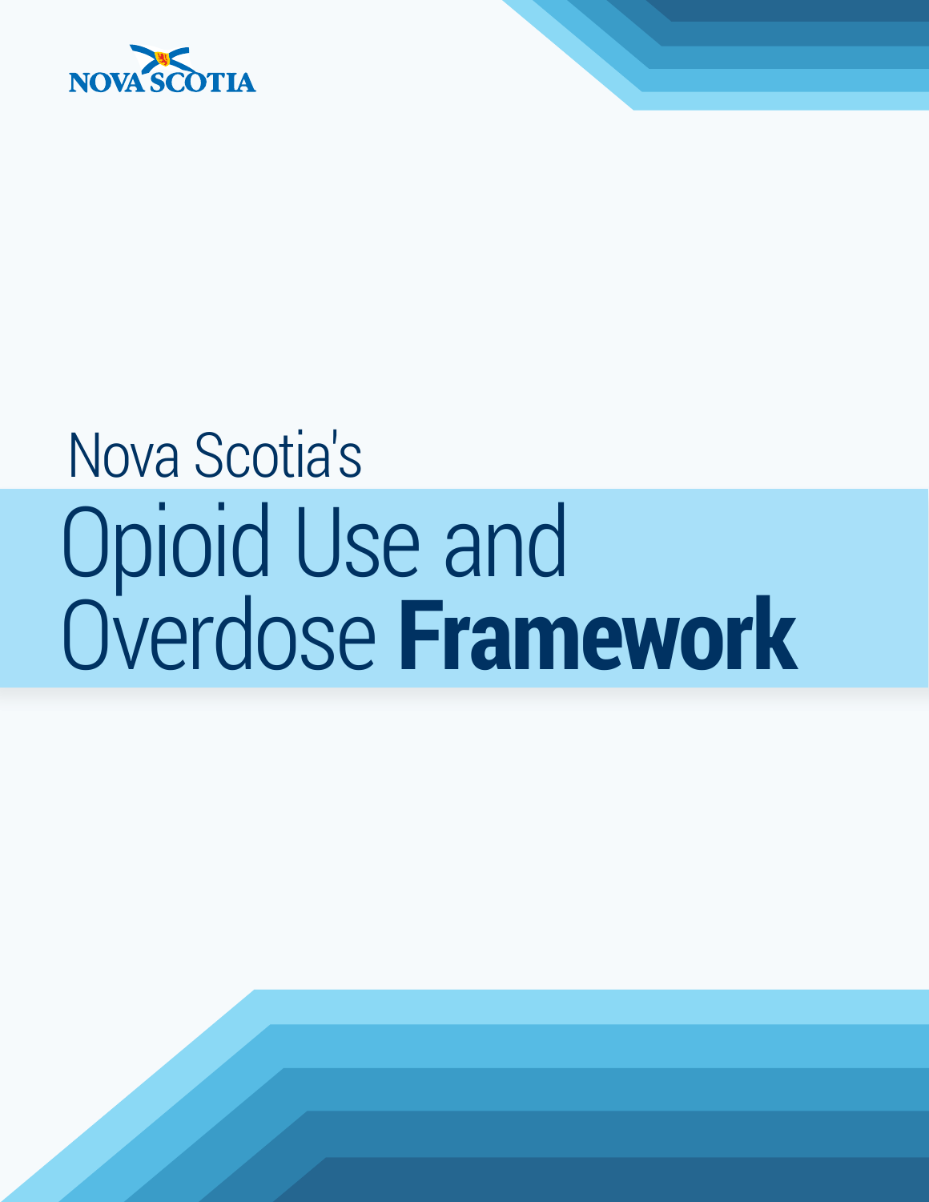NOVA SCOTIA

Nova Scotia's

# Opioid Use and Overdose **Framework**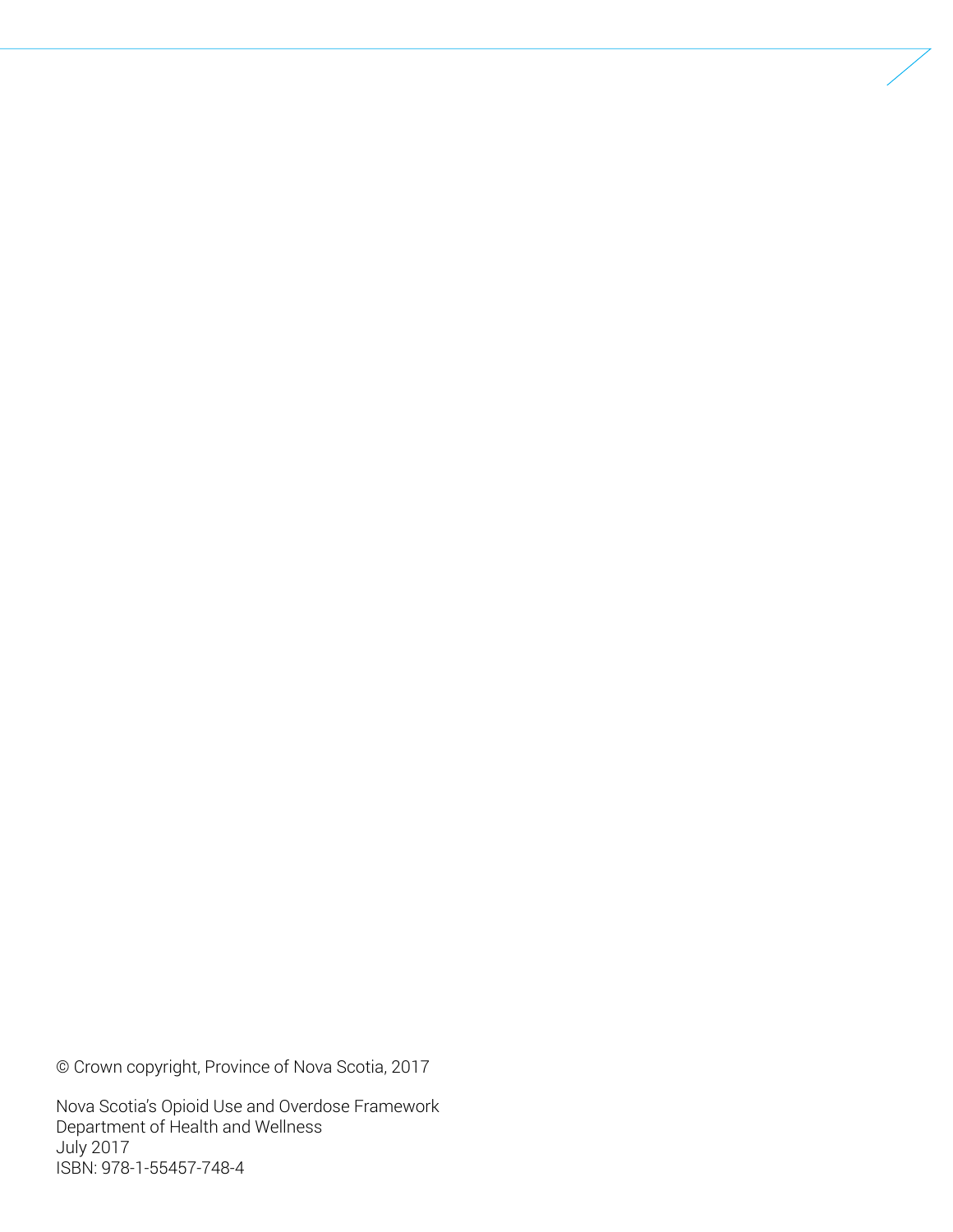© Crown copyright, Province of Nova Scotia, 2017

Nova Scotia's Opioid Use and Overdose Framework
Department of Health and Wellness
July 2017
ISBN: 978-1-55457-748-4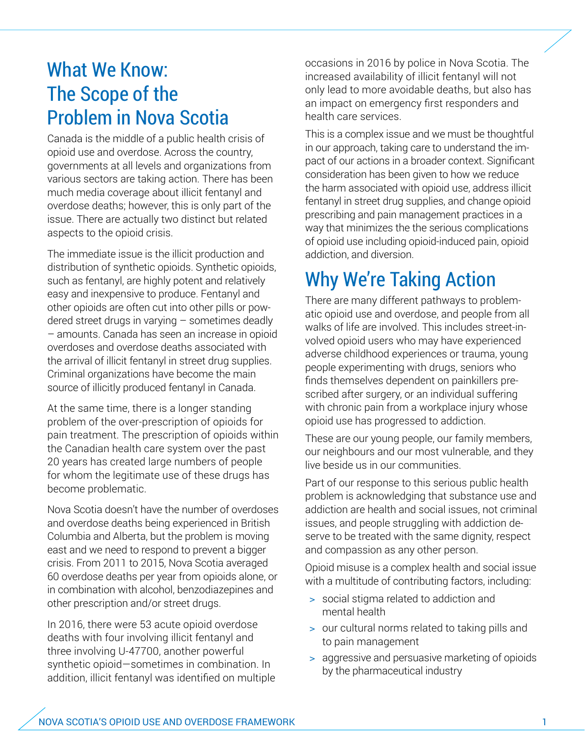## What We Know: The Scope of the Problem in Nova Scotia

Canada is the middle of a public health crisis of opioid use and overdose. Across the country, governments at all levels and organizations from various sectors are taking action. There has been much media coverage about illicit fentanyl and overdose deaths; however, this is only part of the issue. There are actually two distinct but related aspects to the opioid crisis.

The immediate issue is the illicit production and distribution of synthetic opioids. Synthetic opioids, such as fentanyl, are highly potent and relatively easy and inexpensive to produce. Fentanyl and other opioids are often cut into other pills or powdered street drugs in varying – sometimes deadly – amounts. Canada has seen an increase in opioid overdoses and overdose deaths associated with the arrival of illicit fentanyl in street drug supplies. Criminal organizations have become the main source of illicitly produced fentanyl in Canada.

At the same time, there is a longer standing problem of the over-prescription of opioids for pain treatment. The prescription of opioids within the Canadian health care system over the past 20 years has created large numbers of people for whom the legitimate use of these drugs has become problematic.

Nova Scotia doesn't have the number of overdoses and overdose deaths being experienced in British Columbia and Alberta, but the problem is moving east and we need to respond to prevent a bigger crisis. From 2011 to 2015, Nova Scotia averaged 60 overdose deaths per year from opioids alone, or in combination with alcohol, benzodiazepines and other prescription and/or street drugs.

In 2016, there were 53 acute opioid overdose deaths with four involving illicit fentanyl and three involving U-47700, another powerful synthetic opioid—sometimes in combination. In addition, illicit fentanyl was identified on multiple occasions in 2016 by police in Nova Scotia. The increased availability of illicit fentanyl will not only lead to more avoidable deaths, but also has an impact on emergency first responders and health care services.

This is a complex issue and we must be thoughtful in our approach, taking care to understand the impact of our actions in a broader context. Significant consideration has been given to how we reduce the harm associated with opioid use, address illicit fentanyl in street drug supplies, and change opioid prescribing and pain management practices in a way that minimizes the the serious complications of opioid use including opioid-induced pain, opioid addiction, and diversion.

## Why We're Taking Action

There are many different pathways to problematic opioid use and overdose, and people from all walks of life are involved. This includes street-involved opioid users who may have experienced adverse childhood experiences or trauma, young people experimenting with drugs, seniors who finds themselves dependent on painkillers prescribed after surgery, or an individual suffering with chronic pain from a workplace injury whose opioid use has progressed to addiction.

These are our young people, our family members, our neighbours and our most vulnerable, and they live beside us in our communities.

Part of our response to this serious public health problem is acknowledging that substance use and addiction are health and social issues, not criminal issues, and people struggling with addiction deserve to be treated with the same dignity, respect and compassion as any other person.

Opioid misuse is a complex health and social issue with a multitude of contributing factors, including:

- social stigma related to addiction and mental health
- our cultural norms related to taking pills and to pain management
- aggressive and persuasive marketing of opioids by the pharmaceutical industry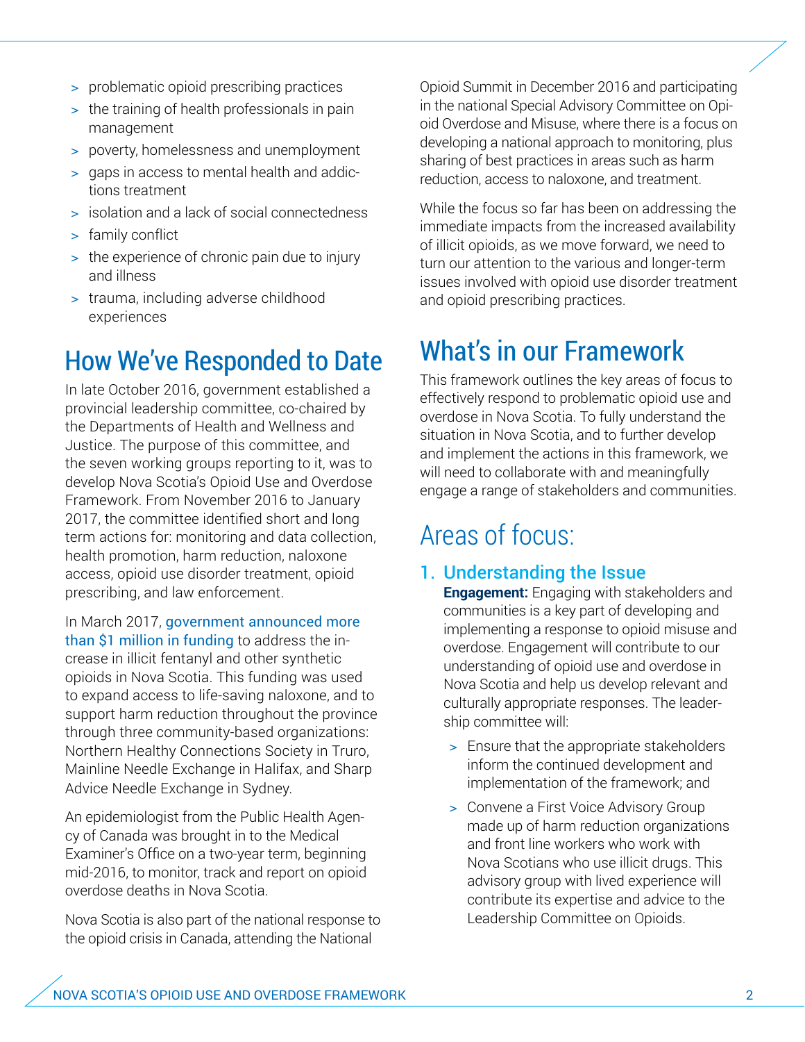- problematic opioid prescribing practices
- the training of health professionals in pain management
- poverty, homelessness and unemployment
- gaps in access to mental health and addictions treatment
- isolation and a lack of social connectedness
- family conflict
- the experience of chronic pain due to injury and illness
- trauma, including adverse childhood experiences

# How We've Responded to Date

In late October 2016, government established a provincial leadership committee, co-chaired by the Departments of Health and Wellness and Justice. The purpose of this committee, and the seven working groups reporting to it, was to develop Nova Scotia's Opioid Use and Overdose Framework. From November 2016 to January 2017, the committee identified short and long term actions for: monitoring and data collection, health promotion, harm reduction, naloxone access, opioid use disorder treatment, opioid prescribing, and law enforcement.

In March 2017, government announced more than $1 million in funding to address the increase in illicit fentanyl and other synthetic opioids in Nova Scotia. This funding was used to expand access to life-saving naloxone, and to support harm reduction throughout the province through three community-based organizations: Northern Healthy Connections Society in Truro, Mainline Needle Exchange in Halifax, and Sharp Advice Needle Exchange in Sydney.

An epidemiologist from the Public Health Agency of Canada was brought in to the Medical Examiner's Office on a two-year term, beginning mid-2016, to monitor, track and report on opioid overdose deaths in Nova Scotia.

Nova Scotia is also part of the national response to the opioid crisis in Canada, attending the National Opioid Summit in December 2016 and participating in the national Special Advisory Committee on Opioid Overdose and Misuse, where there is a focus on developing a national approach to monitoring, plus sharing of best practices in areas such as harm reduction, access to naloxone, and treatment.

While the focus so far has been on addressing the immediate impacts from the increased availability of illicit opioids, as we move forward, we need to turn our attention to the various and longer-term issues involved with opioid use disorder treatment and opioid prescribing practices.

# What's in our Framework

This framework outlines the key areas of focus to effectively respond to problematic opioid use and overdose in Nova Scotia. To fully understand the situation in Nova Scotia, and to further develop and implement the actions in this framework, we will need to collaborate with and meaningfully engage a range of stakeholders and communities.

## Areas of focus:

### 1. Understanding the Issue

**Engagement:** Engaging with stakeholders and communities is a key part of developing and implementing a response to opioid misuse and overdose. Engagement will contribute to our understanding of opioid use and overdose in Nova Scotia and help us develop relevant and culturally appropriate responses. The leadership committee will:

- Ensure that the appropriate stakeholders inform the continued development and implementation of the framework; and
- Convene a First Voice Advisory Group made up of harm reduction organizations and front line workers who work with Nova Scotians who use illicit drugs. This advisory group with lived experience will contribute its expertise and advice to the Leadership Committee on Opioids.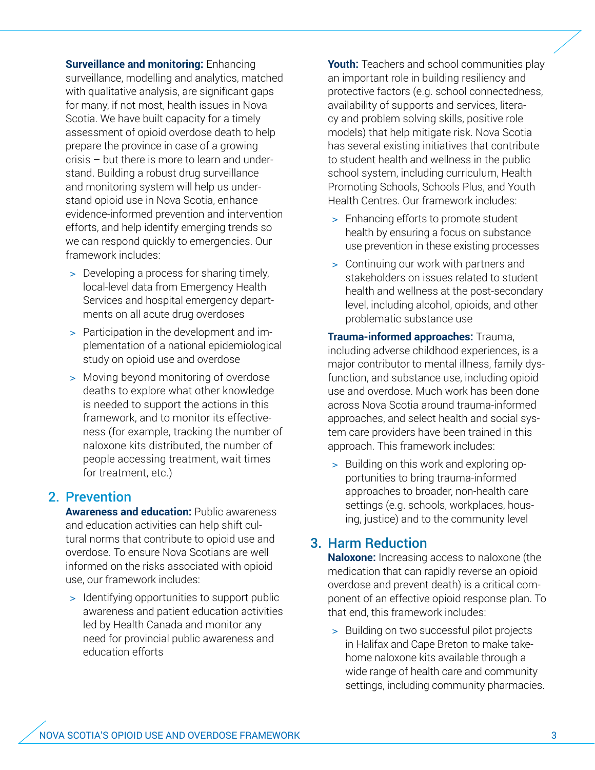**Surveillance and monitoring:** Enhancing surveillance, modelling and analytics, matched with qualitative analysis, are significant gaps for many, if not most, health issues in Nova Scotia. We have built capacity for a timely assessment of opioid overdose death to help prepare the province in case of a growing crisis – but there is more to learn and understand. Building a robust drug surveillance and monitoring system will help us understand opioid use in Nova Scotia, enhance evidence-informed prevention and intervention efforts, and help identify emerging trends so we can respond quickly to emergencies. Our framework includes:

- Developing a process for sharing timely, local-level data from Emergency Health Services and hospital emergency departments on all acute drug overdoses
- Participation in the development and implementation of a national epidemiological study on opioid use and overdose
- Moving beyond monitoring of overdose deaths to explore what other knowledge is needed to support the actions in this framework, and to monitor its effectiveness (for example, tracking the number of naloxone kits distributed, the number of people accessing treatment, wait times for treatment, etc.)

## 2. Prevention

**Awareness and education:** Public awareness and education activities can help shift cultural norms that contribute to opioid use and overdose. To ensure Nova Scotians are well informed on the risks associated with opioid use, our framework includes:

- Identifying opportunities to support public awareness and patient education activities led by Health Canada and monitor any need for provincial public awareness and education efforts

**Youth:** Teachers and school communities play an important role in building resiliency and protective factors (e.g. school connectedness, availability of supports and services, literacy and problem solving skills, positive role models) that help mitigate risk. Nova Scotia has several existing initiatives that contribute to student health and wellness in the public school system, including curriculum, Health Promoting Schools, Schools Plus, and Youth Health Centres. Our framework includes:

- Enhancing efforts to promote student health by ensuring a focus on substance use prevention in these existing processes
- Continuing our work with partners and stakeholders on issues related to student health and wellness at the post-secondary level, including alcohol, opioids, and other problematic substance use

**Trauma-informed approaches:** Trauma, including adverse childhood experiences, is a major contributor to mental illness, family dysfunction, and substance use, including opioid use and overdose. Much work has been done across Nova Scotia around trauma-informed approaches, and select health and social system care providers have been trained in this approach. This framework includes:

- Building on this work and exploring opportunities to bring trauma-informed approaches to broader, non-health care settings (e.g. schools, workplaces, housing, justice) and to the community level

## 3. Harm Reduction

**Naloxone:** Increasing access to naloxone (the medication that can rapidly reverse an opioid overdose and prevent death) is a critical component of an effective opioid response plan. To that end, this framework includes:

- Building on two successful pilot projects in Halifax and Cape Breton to make take-home naloxone kits available through a wide range of health care and community settings, including community pharmacies.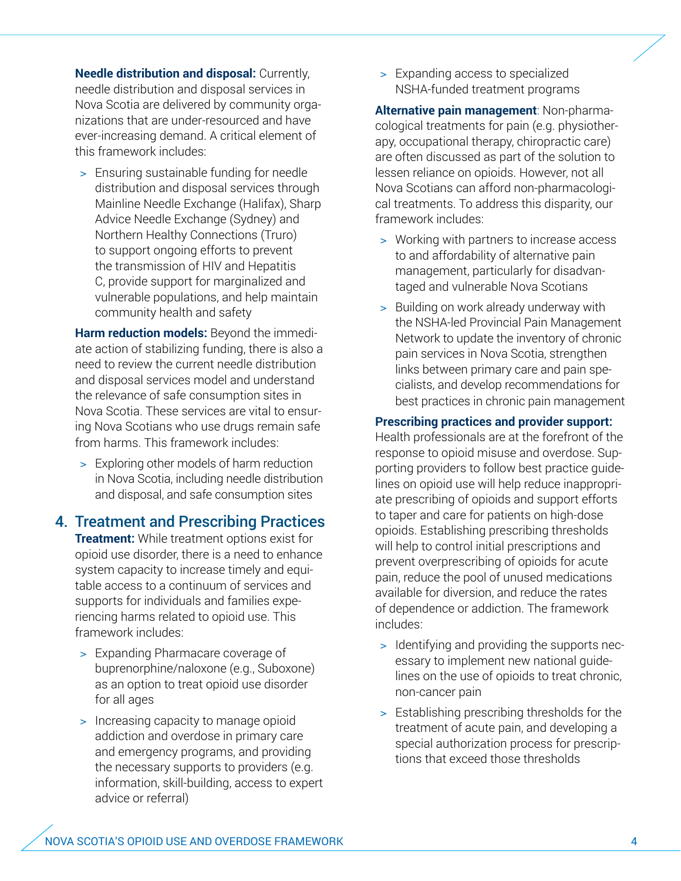**Needle distribution and disposal:** Currently, needle distribution and disposal services in Nova Scotia are delivered by community organizations that are under-resourced and have ever-increasing demand. A critical element of this framework includes:

- Ensuring sustainable funding for needle distribution and disposal services through Mainline Needle Exchange (Halifax), Sharp Advice Needle Exchange (Sydney) and Northern Healthy Connections (Truro) to support ongoing efforts to prevent the transmission of HIV and Hepatitis C, provide support for marginalized and vulnerable populations, and help maintain community health and safety

**Harm reduction models:** Beyond the immediate action of stabilizing funding, there is also a need to review the current needle distribution and disposal services model and understand the relevance of safe consumption sites in Nova Scotia. These services are vital to ensuring Nova Scotians who use drugs remain safe from harms. This framework includes:

- Exploring other models of harm reduction in Nova Scotia, including needle distribution and disposal, and safe consumption sites

## 4. Treatment and Prescribing Practices

**Treatment:** While treatment options exist for opioid use disorder, there is a need to enhance system capacity to increase timely and equitable access to a continuum of services and supports for individuals and families experiencing harms related to opioid use. This framework includes:

- Expanding Pharmacare coverage of buprenorphine/naloxone (e.g., Suboxone) as an option to treat opioid use disorder for all ages
- Increasing capacity to manage opioid addiction and overdose in primary care and emergency programs, and providing the necessary supports to providers (e.g. information, skill-building, access to expert advice or referral)
- Expanding access to specialized NSHA-funded treatment programs

**Alternative pain management**: Non-pharmacological treatments for pain (e.g. physiotherapy, occupational therapy, chiropractic care) are often discussed as part of the solution to lessen reliance on opioids. However, not all Nova Scotians can afford non-pharmacological treatments. To address this disparity, our framework includes:

- Working with partners to increase access to and affordability of alternative pain management, particularly for disadvantaged and vulnerable Nova Scotians
- Building on work already underway with the NSHA-led Provincial Pain Management Network to update the inventory of chronic pain services in Nova Scotia, strengthen links between primary care and pain specialists, and develop recommendations for best practices in chronic pain management

**Prescribing practices and provider support:** Health professionals are at the forefront of the response to opioid misuse and overdose. Supporting providers to follow best practice guidelines on opioid use will help reduce inappropriate prescribing of opioids and support efforts to taper and care for patients on high-dose opioids. Establishing prescribing thresholds will help to control initial prescriptions and prevent overprescribing of opioids for acute pain, reduce the pool of unused medications available for diversion, and reduce the rates of dependence or addiction. The framework includes:

- Identifying and providing the supports necessary to implement new national guidelines on the use of opioids to treat chronic, non-cancer pain
- Establishing prescribing thresholds for the treatment of acute pain, and developing a special authorization process for prescriptions that exceed those thresholds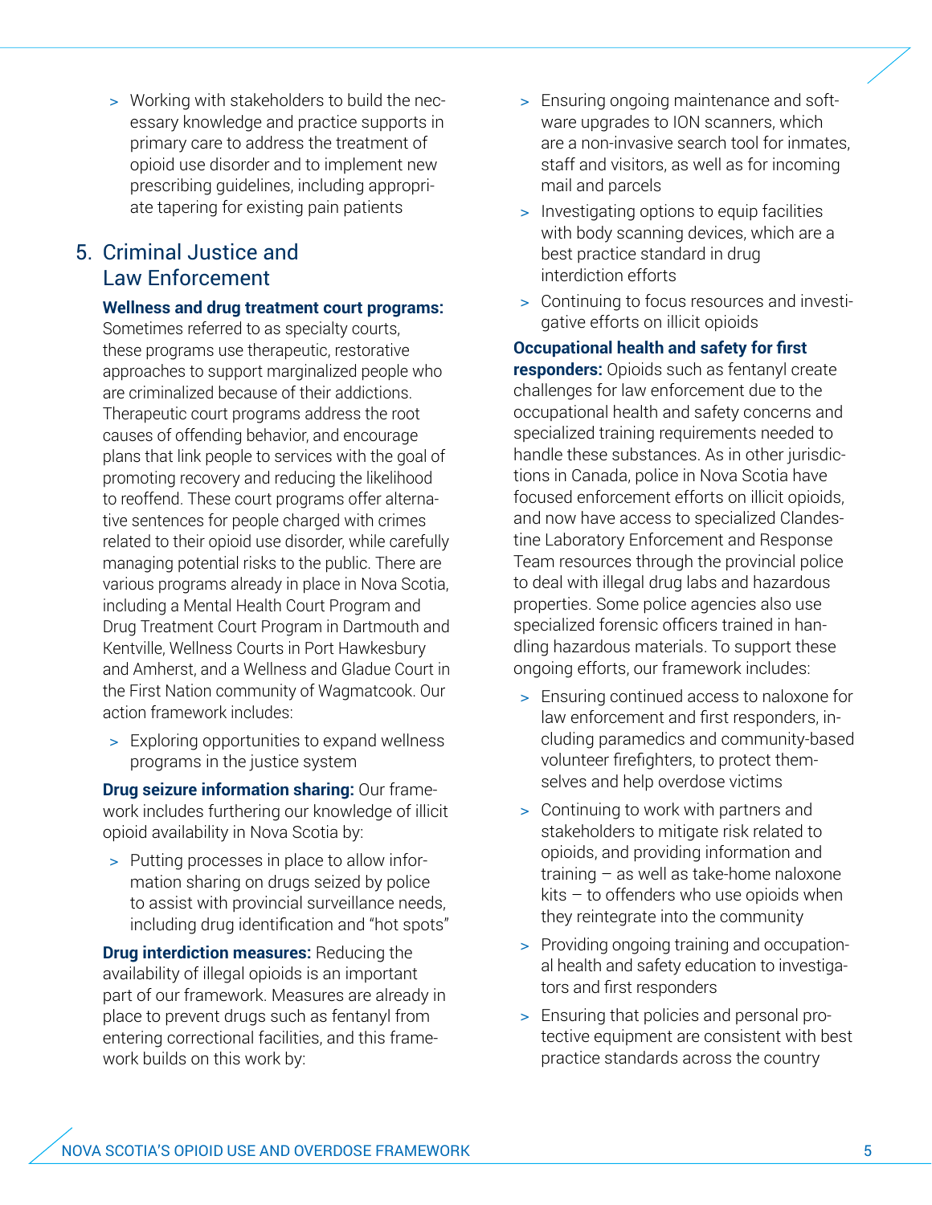- Working with stakeholders to build the necessary knowledge and practice supports in primary care to address the treatment of opioid use disorder and to implement new prescribing guidelines, including appropriate tapering for existing pain patients

## 5. Criminal Justice and Law Enforcement

**Wellness and drug treatment court programs:** Sometimes referred to as specialty courts, these programs use therapeutic, restorative approaches to support marginalized people who are criminalized because of their addictions. Therapeutic court programs address the root causes of offending behavior, and encourage plans that link people to services with the goal of promoting recovery and reducing the likelihood to reoffend. These court programs offer alternative sentences for people charged with crimes related to their opioid use disorder, while carefully managing potential risks to the public. There are various programs already in place in Nova Scotia, including a Mental Health Court Program and Drug Treatment Court Program in Dartmouth and Kentville, Wellness Courts in Port Hawkesbury and Amherst, and a Wellness and Gladue Court in the First Nation community of Wagmatcook. Our action framework includes:

- Exploring opportunities to expand wellness programs in the justice system

**Drug seizure information sharing:** Our framework includes furthering our knowledge of illicit opioid availability in Nova Scotia by:

- Putting processes in place to allow information sharing on drugs seized by police to assist with provincial surveillance needs, including drug identification and "hot spots"

**Drug interdiction measures:** Reducing the availability of illegal opioids is an important part of our framework. Measures are already in place to prevent drugs such as fentanyl from entering correctional facilities, and this framework builds on this work by:

- Ensuring ongoing maintenance and software upgrades to ION scanners, which are a non-invasive search tool for inmates, staff and visitors, as well as for incoming mail and parcels
- Investigating options to equip facilities with body scanning devices, which are a best practice standard in drug interdiction efforts
- Continuing to focus resources and investigative efforts on illicit opioids

**Occupational health and safety for first responders:** Opioids such as fentanyl create challenges for law enforcement due to the occupational health and safety concerns and specialized training requirements needed to handle these substances. As in other jurisdictions in Canada, police in Nova Scotia have focused enforcement efforts on illicit opioids, and now have access to specialized Clandestine Laboratory Enforcement and Response Team resources through the provincial police to deal with illegal drug labs and hazardous properties. Some police agencies also use specialized forensic officers trained in handling hazardous materials. To support these ongoing efforts, our framework includes:

- Ensuring continued access to naloxone for law enforcement and first responders, including paramedics and community-based volunteer firefighters, to protect themselves and help overdose victims
- Continuing to work with partners and stakeholders to mitigate risk related to opioids, and providing information and training – as well as take-home naloxone kits – to offenders who use opioids when they reintegrate into the community
- Providing ongoing training and occupational health and safety education to investigators and first responders
- Ensuring that policies and personal protective equipment are consistent with best practice standards across the country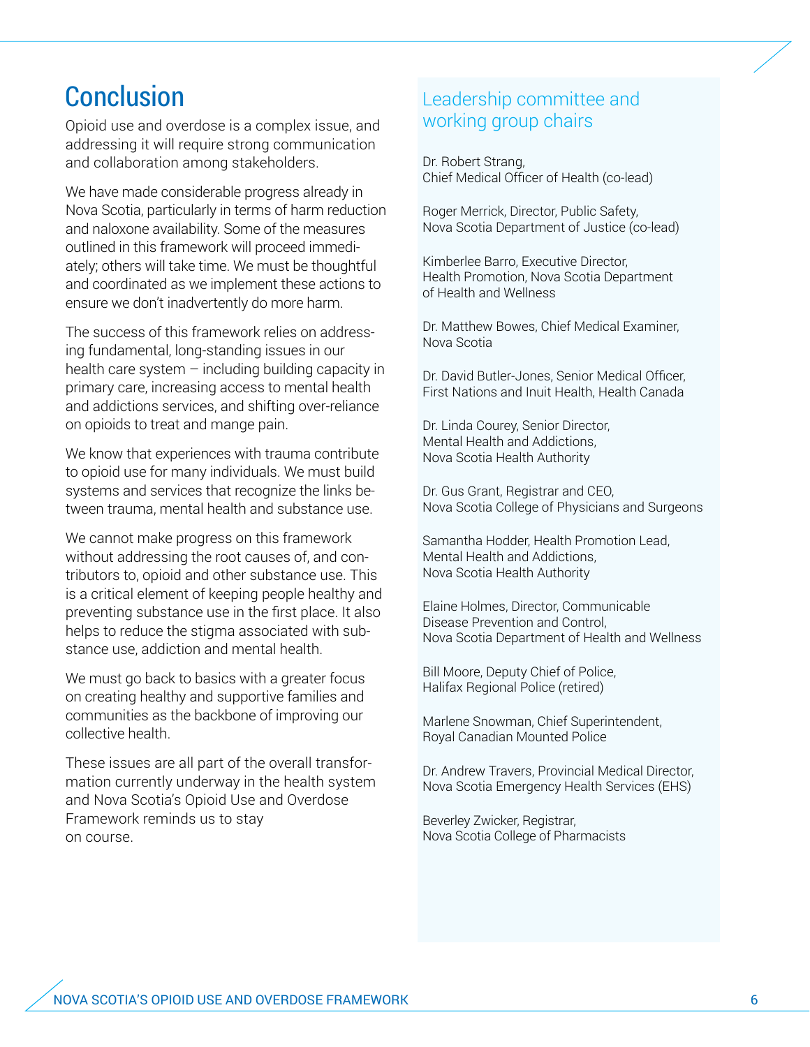# Conclusion

Opioid use and overdose is a complex issue, and addressing it will require strong communication and collaboration among stakeholders.

We have made considerable progress already in Nova Scotia, particularly in terms of harm reduction and naloxone availability. Some of the measures outlined in this framework will proceed immediately; others will take time. We must be thoughtful and coordinated as we implement these actions to ensure we don't inadvertently do more harm.

The success of this framework relies on addressing fundamental, long-standing issues in our health care system — including building capacity in primary care, increasing access to mental health and addictions services, and shifting over-reliance on opioids to treat and mange pain.

We know that experiences with trauma contribute to opioid use for many individuals. We must build systems and services that recognize the links between trauma, mental health and substance use.

We cannot make progress on this framework without addressing the root causes of, and contributors to, opioid and other substance use. This is a critical element of keeping people healthy and preventing substance use in the first place. It also helps to reduce the stigma associated with substance use, addiction and mental health.

We must go back to basics with a greater focus on creating healthy and supportive families and communities as the backbone of improving our collective health.

These issues are all part of the overall transformation currently underway in the health system and Nova Scotia's Opioid Use and Overdose Framework reminds us to stay on course.

## Leadership committee and working group chairs

Dr. Robert Strang,
Chief Medical Officer of Health (co-lead)

Roger Merrick, Director, Public Safety,
Nova Scotia Department of Justice (co-lead)

Kimberlee Barro, Executive Director,
Health Promotion, Nova Scotia Department of Health and Wellness

Dr. Matthew Bowes, Chief Medical Examiner,
Nova Scotia

Dr. David Butler-Jones, Senior Medical Officer,
First Nations and Inuit Health, Health Canada

Dr. Linda Courey, Senior Director,
Mental Health and Addictions,
Nova Scotia Health Authority

Dr. Gus Grant, Registrar and CEO,
Nova Scotia College of Physicians and Surgeons

Samantha Hodder, Health Promotion Lead,
Mental Health and Addictions,
Nova Scotia Health Authority

Elaine Holmes, Director, Communicable Disease Prevention and Control,
Nova Scotia Department of Health and Wellness

Bill Moore, Deputy Chief of Police,
Halifax Regional Police (retired)

Marlene Snowman, Chief Superintendent,
Royal Canadian Mounted Police

Dr. Andrew Travers, Provincial Medical Director,
Nova Scotia Emergency Health Services (EHS)

Beverley Zwicker, Registrar,
Nova Scotia College of Pharmacists